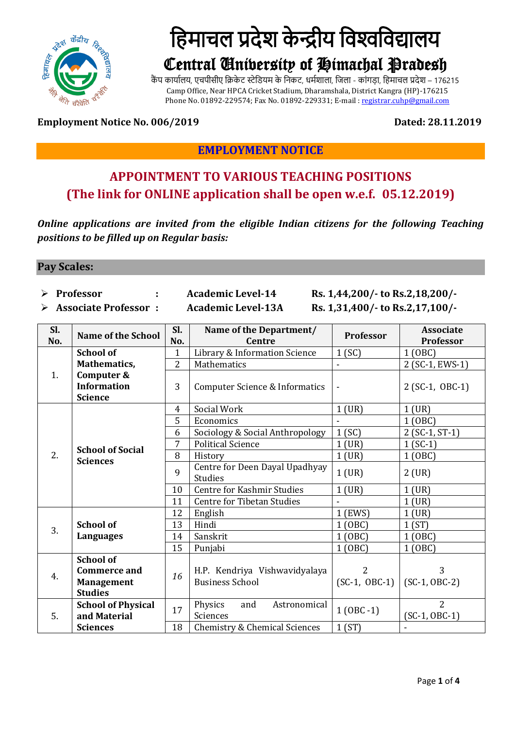# हिमाचल प्रदेश केन्द्रीय विश्वविद्यालय

## Central University of Himachal Pradesh

कैंप कार्यालय, एचपीसीए क्रिकेट स्टेडियम के निकट, धर्मशाला, जिला - कांगड़ा, हिमाचल प्रदेश – 176215
Camp Office, Near HPCA Cricket Stadium, Dharamshala, District Kangra (HP)-176215
Phone No. 01892-229574; Fax No. 01892-229331; E-mail : registrar.cuhp@gmail.com

**Employment Notice No. 006/2019** **Dated: 28.11.2019**

## EMPLOYMENT NOTICE

## APPOINTMENT TO VARIOUS TEACHING POSITIONS
## (The link for ONLINE application shall be open w.e.f. 05.12.2019)

***Online applications are invited from the eligible Indian citizens for the following Teaching positions to be filled up on Regular basis:***

### Pay Scales:

- **Professor : Academic Level-14 Rs. 1,44,200/- to Rs.2,18,200/-**
- **Associate Professor : Academic Level-13A Rs. 1,31,400/- to Rs.2,17,100/-**

| Sl. No. | Name of the School | Sl. No. | Name of the Department/ Centre | Professor | Associate Professor |
|---|---|---|---|---|---|
| 1. | School of Mathematics, Computer & Information Science | 1 | Library & Information Science | 1 (SC) | 1 (OBC) |
| | | 2 | Mathematics | - | 2 (SC-1, EWS-1) |
| | | 3 | Computer Science & Informatics | - | 2 (SC-1, OBC-1) |
| 2. | School of Social Sciences | 4 | Social Work | 1 (UR) | 1 (UR) |
| | | 5 | Economics | - | 1 (OBC) |
| | | 6 | Sociology & Social Anthropology | 1 (SC) | 2 (SC-1, ST-1) |
| | | 7 | Political Science | 1 (UR) | 1 (SC-1) |
| | | 8 | History | 1 (UR) | 1 (OBC) |
| | | 9 | Centre for Deen Dayal Upadhyay Studies | 1 (UR) | 2 (UR) |
| | | 10 | Centre for Kashmir Studies | 1 (UR) | 1 (UR) |
| | | 11 | Centre for Tibetan Studies | - | 1 (UR) |
| 3. | School of Languages | 12 | English | 1 (EWS) | 1 (UR) |
| | | 13 | Hindi | 1 (OBC) | 1 (ST) |
| | | 14 | Sanskrit | 1 (OBC) | 1 (OBC) |
| | | 15 | Punjabi | 1 (OBC) | 1 (OBC) |
| 4. | School of Commerce and Management Studies | 16 | H.P. Kendriya Vishwavidyalaya Business School | 2 (SC-1, OBC-1) | 3 (SC-1, OBC-2) |
| 5. | School of Physical and Material Sciences | 17 | Physics and Astronomical Sciences | 1 (OBC -1) | 2 (SC-1, OBC-1) |
| | | 18 | Chemistry & Chemical Sciences | 1 (ST) | - |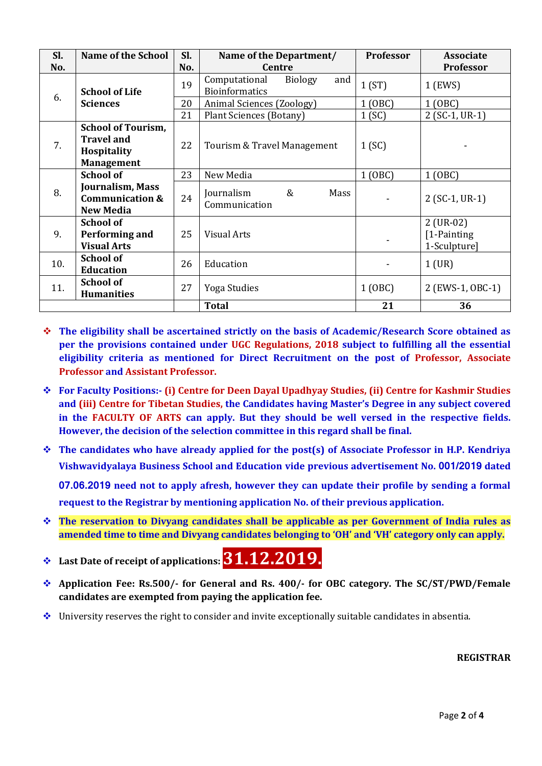| Sl. No. | Name of the School | Sl. No. | Name of the Department/ Centre | Professor | Associate Professor |
|---|---|---|---|---|---|
| 6. | School of Life Sciences | 19 | Computational Biology and Bioinformatics | 1 (ST) | 1 (EWS) |
| | | 20 | Animal Sciences (Zoology) | 1 (OBC) | 1 (OBC) |
| | | 21 | Plant Sciences (Botany) | 1 (SC) | 2 (SC-1, UR-1) |
| 7. | School of Tourism, Travel and Hospitality Management | 22 | Tourism & Travel Management | 1 (SC) | - |
| 8. | School of Journalism, Mass Communication & New Media | 23 | New Media | 1 (OBC) | 1 (OBC) |
| | | 24 | Journalism & Mass Communication | - | 2 (SC-1, UR-1) |
| 9. | School of Performing and Visual Arts | 25 | Visual Arts | - | 2 (UR-02) [1-Painting 1-Sculpture] |
| 10. | School of Education | 26 | Education | - | 1 (UR) |
| 11. | School of Humanities | 27 | Yoga Studies | 1 (OBC) | 2 (EWS-1, OBC-1) |
| | | | **Total** | **21** | **36** |

- **The eligibility shall be ascertained strictly on the basis of Academic/Research Score obtained as per the provisions contained under UGC Regulations, 2018 subject to fulfilling all the essential eligibility criteria as mentioned for Direct Recruitment on the post of Professor, Associate Professor and Assistant Professor.**
- **For Faculty Positions:- (i) Centre for Deen Dayal Upadhyay Studies, (ii) Centre for Kashmir Studies and (iii) Centre for Tibetan Studies, the Candidates having Master's Degree in any subject covered in the FACULTY OF ARTS can apply. But they should be well versed in the respective fields. However, the decision of the selection committee in this regard shall be final.**
- **The candidates who have already applied for the post(s) of Associate Professor in H.P. Kendriya Vishwavidyalaya Business School and Education vide previous advertisement No. 001/2019 dated 07.06.2019 need not to apply afresh, however they can update their profile by sending a formal request to the Registrar by mentioning application No. of their previous application.**
- **The reservation to Divyang candidates shall be applicable as per Government of India rules as amended time to time and Divyang candidates belonging to 'OH' and 'VH' category only can apply.**
- **Last Date of receipt of applications: 31.12.2019.**
- **Application Fee: Rs.500/- for General and Rs. 400/- for OBC category. The SC/ST/PWD/Female candidates are exempted from paying the application fee.**
- University reserves the right to consider and invite exceptionally suitable candidates in absentia.

**REGISTRAR**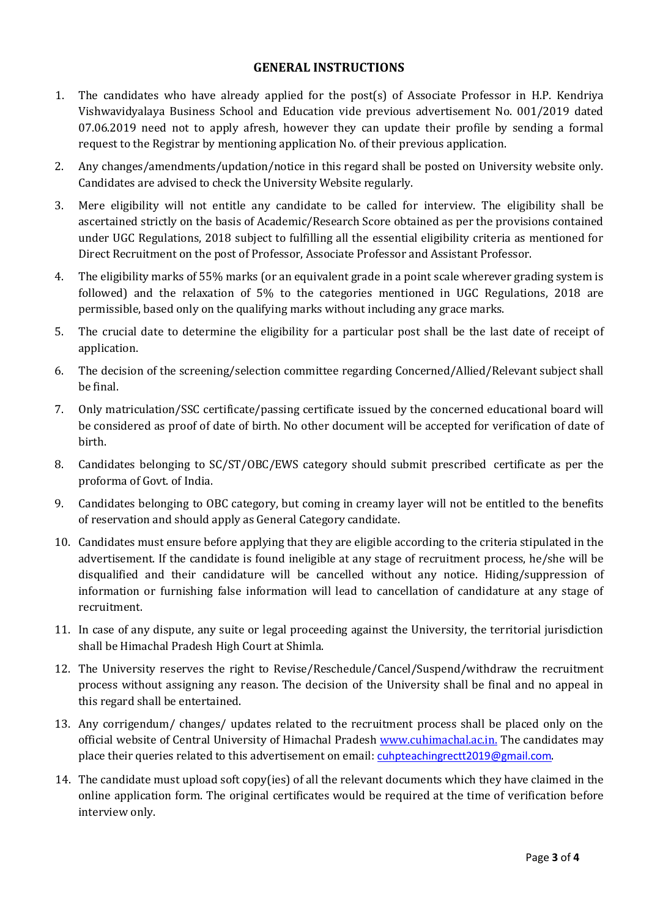## GENERAL INSTRUCTIONS

1. The candidates who have already applied for the post(s) of Associate Professor in H.P. Kendriya Vishwavidyalaya Business School and Education vide previous advertisement No. 001/2019 dated 07.06.2019 need not to apply afresh, however they can update their profile by sending a formal request to the Registrar by mentioning application No. of their previous application.
2. Any changes/amendments/updation/notice in this regard shall be posted on University website only. Candidates are advised to check the University Website regularly.
3. Mere eligibility will not entitle any candidate to be called for interview. The eligibility shall be ascertained strictly on the basis of Academic/Research Score obtained as per the provisions contained under UGC Regulations, 2018 subject to fulfilling all the essential eligibility criteria as mentioned for Direct Recruitment on the post of Professor, Associate Professor and Assistant Professor.
4. The eligibility marks of 55% marks (or an equivalent grade in a point scale wherever grading system is followed) and the relaxation of 5% to the categories mentioned in UGC Regulations, 2018 are permissible, based only on the qualifying marks without including any grace marks.
5. The crucial date to determine the eligibility for a particular post shall be the last date of receipt of application.
6. The decision of the screening/selection committee regarding Concerned/Allied/Relevant subject shall be final.
7. Only matriculation/SSC certificate/passing certificate issued by the concerned educational board will be considered as proof of date of birth. No other document will be accepted for verification of date of birth.
8. Candidates belonging to SC/ST/OBC/EWS category should submit prescribed certificate as per the proforma of Govt. of India.
9. Candidates belonging to OBC category, but coming in creamy layer will not be entitled to the benefits of reservation and should apply as General Category candidate.
10. Candidates must ensure before applying that they are eligible according to the criteria stipulated in the advertisement. If the candidate is found ineligible at any stage of recruitment process, he/she will be disqualified and their candidature will be cancelled without any notice. Hiding/suppression of information or furnishing false information will lead to cancellation of candidature at any stage of recruitment.
11. In case of any dispute, any suite or legal proceeding against the University, the territorial jurisdiction shall be Himachal Pradesh High Court at Shimla.
12. The University reserves the right to Revise/Reschedule/Cancel/Suspend/withdraw the recruitment process without assigning any reason. The decision of the University shall be final and no appeal in this regard shall be entertained.
13. Any corrigendum/ changes/ updates related to the recruitment process shall be placed only on the official website of Central University of Himachal Pradesh www.cuhimachal.ac.in. The candidates may place their queries related to this advertisement on email: cuhpteachingrectt2019@gmail.com.
14. The candidate must upload soft copy(ies) of all the relevant documents which they have claimed in the online application form. The original certificates would be required at the time of verification before interview only.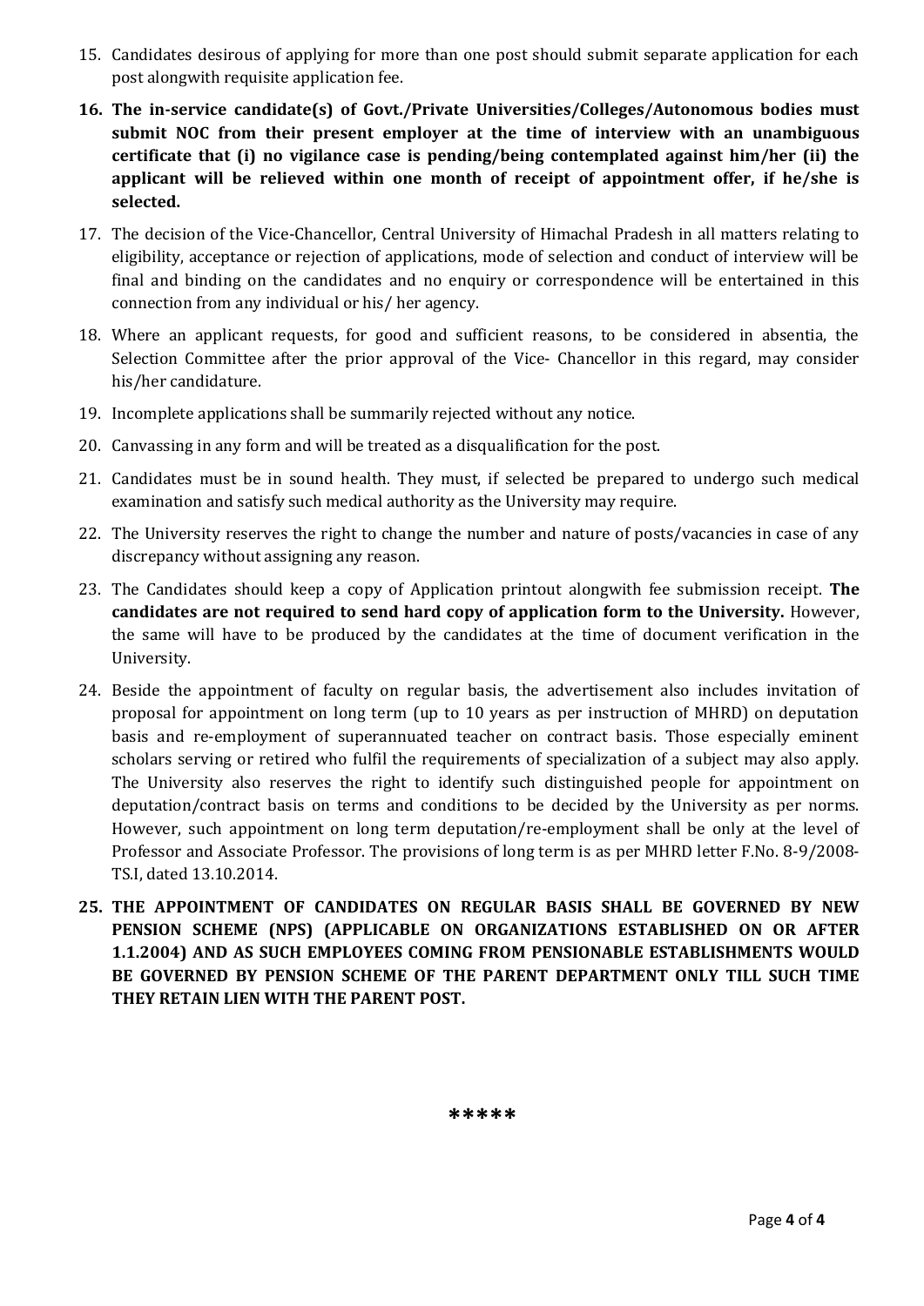15. Candidates desirous of applying for more than one post should submit separate application for each post alongwith requisite application fee.
16. **The in-service candidate(s) of Govt./Private Universities/Colleges/Autonomous bodies must submit NOC from their present employer at the time of interview with an unambiguous certificate that (i) no vigilance case is pending/being contemplated against him/her (ii) the applicant will be relieved within one month of receipt of appointment offer, if he/she is selected.**
17. The decision of the Vice-Chancellor, Central University of Himachal Pradesh in all matters relating to eligibility, acceptance or rejection of applications, mode of selection and conduct of interview will be final and binding on the candidates and no enquiry or correspondence will be entertained in this connection from any individual or his/ her agency.
18. Where an applicant requests, for good and sufficient reasons, to be considered in absentia, the Selection Committee after the prior approval of the Vice- Chancellor in this regard, may consider his/her candidature.
19. Incomplete applications shall be summarily rejected without any notice.
20. Canvassing in any form and will be treated as a disqualification for the post.
21. Candidates must be in sound health. They must, if selected be prepared to undergo such medical examination and satisfy such medical authority as the University may require.
22. The University reserves the right to change the number and nature of posts/vacancies in case of any discrepancy without assigning any reason.
23. The Candidates should keep a copy of Application printout alongwith fee submission receipt. **The candidates are not required to send hard copy of application form to the University.** However, the same will have to be produced by the candidates at the time of document verification in the University.
24. Beside the appointment of faculty on regular basis, the advertisement also includes invitation of proposal for appointment on long term (up to 10 years as per instruction of MHRD) on deputation basis and re-employment of superannuated teacher on contract basis. Those especially eminent scholars serving or retired who fulfil the requirements of specialization of a subject may also apply. The University also reserves the right to identify such distinguished people for appointment on deputation/contract basis on terms and conditions to be decided by the University as per norms. However, such appointment on long term deputation/re-employment shall be only at the level of Professor and Associate Professor. The provisions of long term is as per MHRD letter F.No. 8-9/2008-TS.I, dated 13.10.2014.
25. **THE APPOINTMENT OF CANDIDATES ON REGULAR BASIS SHALL BE GOVERNED BY NEW PENSION SCHEME (NPS) (APPLICABLE ON ORGANIZATIONS ESTABLISHED ON OR AFTER 1.1.2004) AND AS SUCH EMPLOYEES COMING FROM PENSIONABLE ESTABLISHMENTS WOULD BE GOVERNED BY PENSION SCHEME OF THE PARENT DEPARTMENT ONLY TILL SUCH TIME THEY RETAIN LIEN WITH THE PARENT POST.**

*****